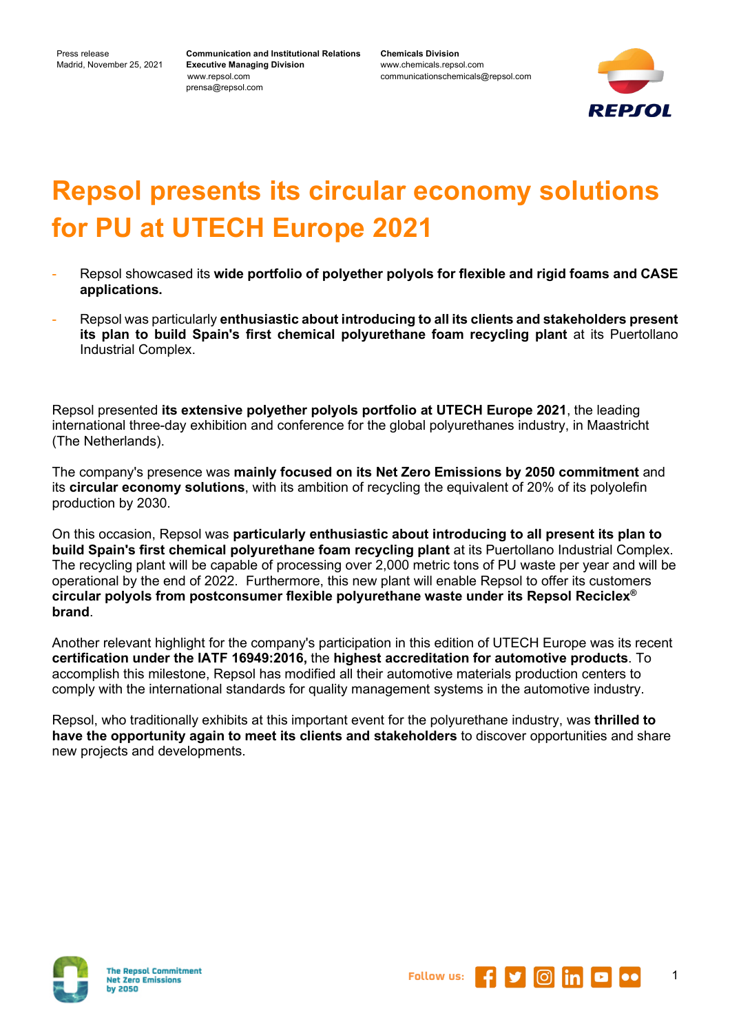Press release
Madrid, November 25, 2021

**Communication and Institutional Relations Executive Managing Division**
www.repsol.com
prensa@repsol.com

**Chemicals Division**
www.chemicals.repsol.com
communicationschemicals@repsol.com

# Repsol presents its circular economy solutions for PU at UTECH Europe 2021

- Repsol showcased its **wide portfolio of polyether polyols for flexible and rigid foams and CASE applications.**
- Repsol was particularly **enthusiastic about introducing to all its clients and stakeholders present its plan to build Spain's first chemical polyurethane foam recycling plant** at its Puertollano Industrial Complex.

Repsol presented **its extensive polyether polyols portfolio at UTECH Europe 2021**, the leading international three-day exhibition and conference for the global polyurethanes industry, in Maastricht (The Netherlands).

The company's presence was **mainly focused on its Net Zero Emissions by 2050 commitment** and its **circular economy solutions**, with its ambition of recycling the equivalent of 20% of its polyolefin production by 2030.

On this occasion, Repsol was **particularly enthusiastic about introducing to all present its plan to build Spain's first chemical polyurethane foam recycling plant** at its Puertollano Industrial Complex. The recycling plant will be capable of processing over 2,000 metric tons of PU waste per year and will be operational by the end of 2022. Furthermore, this new plant will enable Repsol to offer its customers **circular polyols from postconsumer flexible polyurethane waste under its Repsol Reciclex® brand**.

Another relevant highlight for the company's participation in this edition of UTECH Europe was its recent **certification under the IATF 16949:2016,** the **highest accreditation for automotive products**. To accomplish this milestone, Repsol has modified all their automotive materials production centers to comply with the international standards for quality management systems in the automotive industry.

Repsol, who traditionally exhibits at this important event for the polyurethane industry, was **thrilled to have the opportunity again to meet its clients and stakeholders** to discover opportunities and share new projects and developments.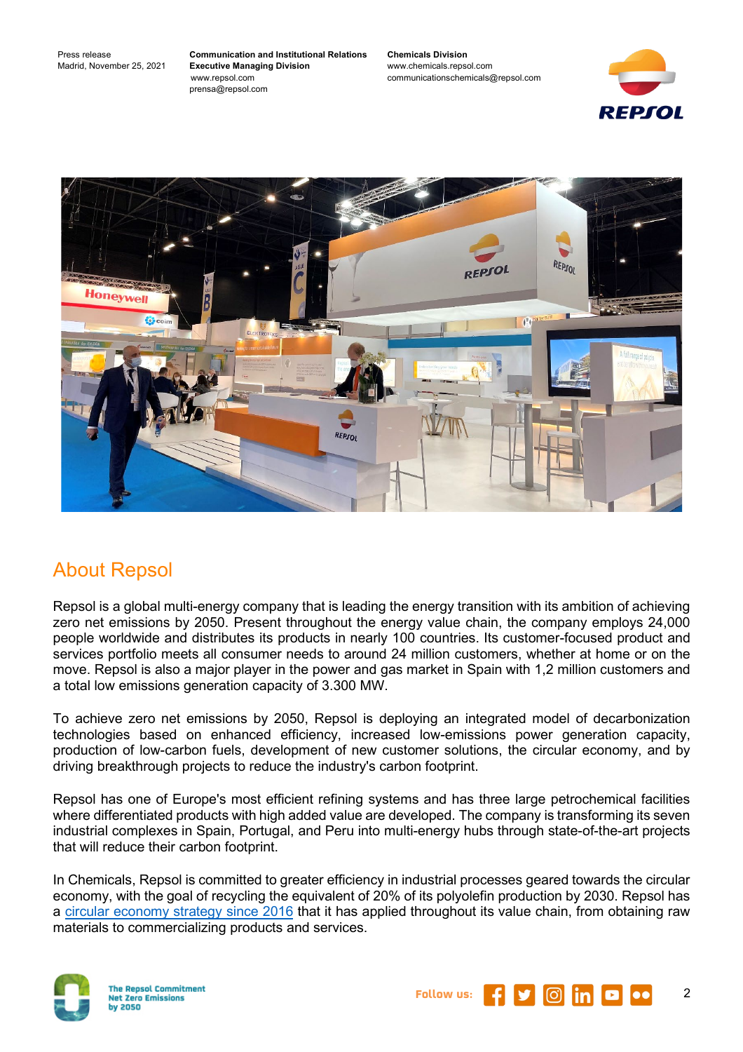## About Repsol

Repsol is a global multi-energy company that is leading the energy transition with its ambition of achieving zero net emissions by 2050. Present throughout the energy value chain, the company employs 24,000 people worldwide and distributes its products in nearly 100 countries. Its customer-focused product and services portfolio meets all consumer needs to around 24 million customers, whether at home or on the move. Repsol is also a major player in the power and gas market in Spain with 1,2 million customers and a total low emissions generation capacity of 3.300 MW.

To achieve zero net emissions by 2050, Repsol is deploying an integrated model of decarbonization technologies based on enhanced efficiency, increased low-emissions power generation capacity, production of low-carbon fuels, development of new customer solutions, the circular economy, and by driving breakthrough projects to reduce the industry's carbon footprint.

Repsol has one of Europe's most efficient refining systems and has three large petrochemical facilities where differentiated products with high added value are developed. The company is transforming its seven industrial complexes in Spain, Portugal, and Peru into multi-energy hubs through state-of-the-art projects that will reduce their carbon footprint.

In Chemicals, Repsol is committed to greater efficiency in industrial processes geared towards the circular economy, with the goal of recycling the equivalent of 20% of its polyolefin production by 2030. Repsol has a circular economy strategy since 2016 that it has applied throughout its value chain, from obtaining raw materials to commercializing products and services.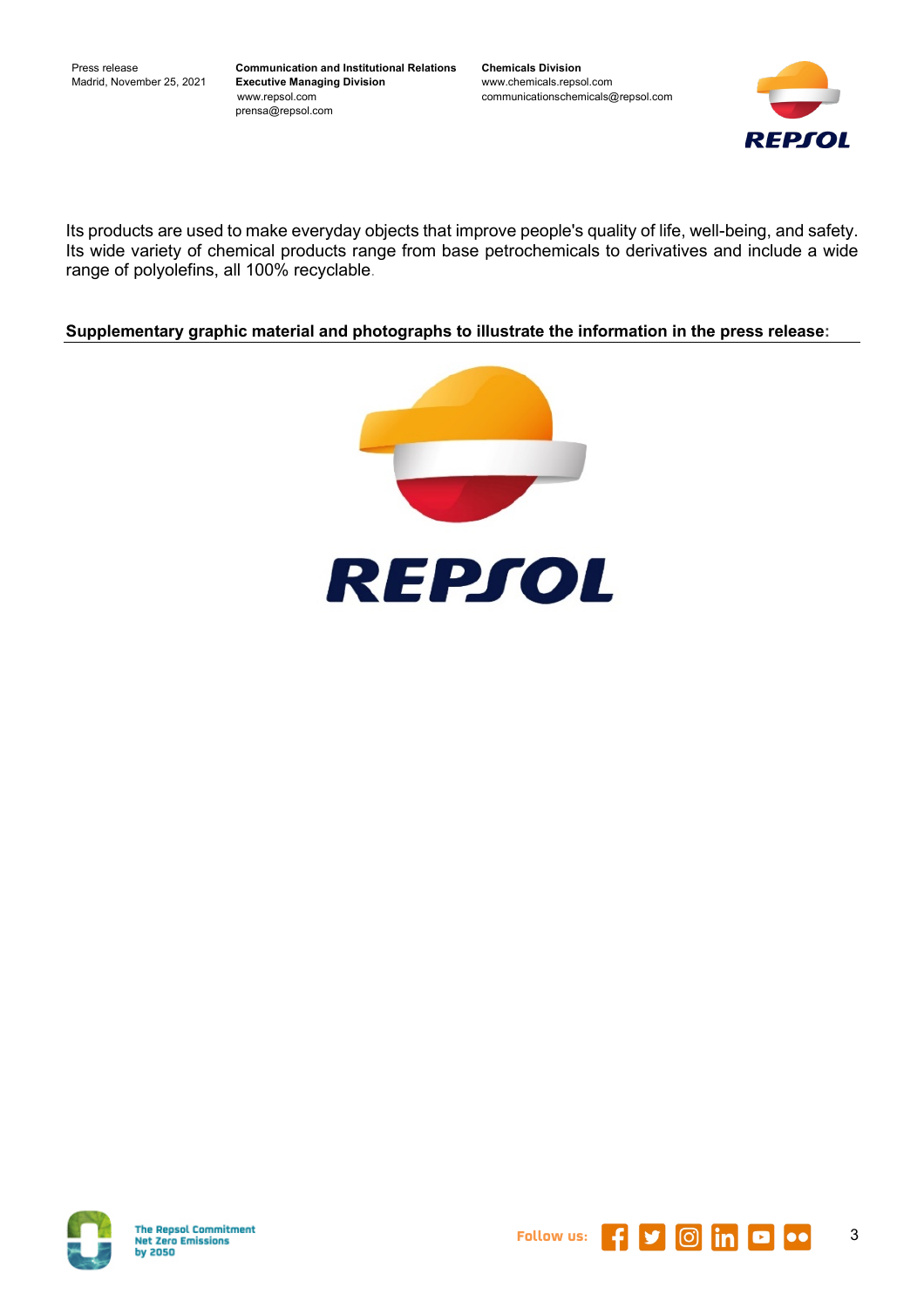Its products are used to make everyday objects that improve people's quality of life, well-being, and safety. Its wide variety of chemical products range from base petrochemicals to derivatives and include a wide range of polyolefins, all 100% recyclable.

**Supplementary graphic material and photographs to illustrate the information in the press release:**